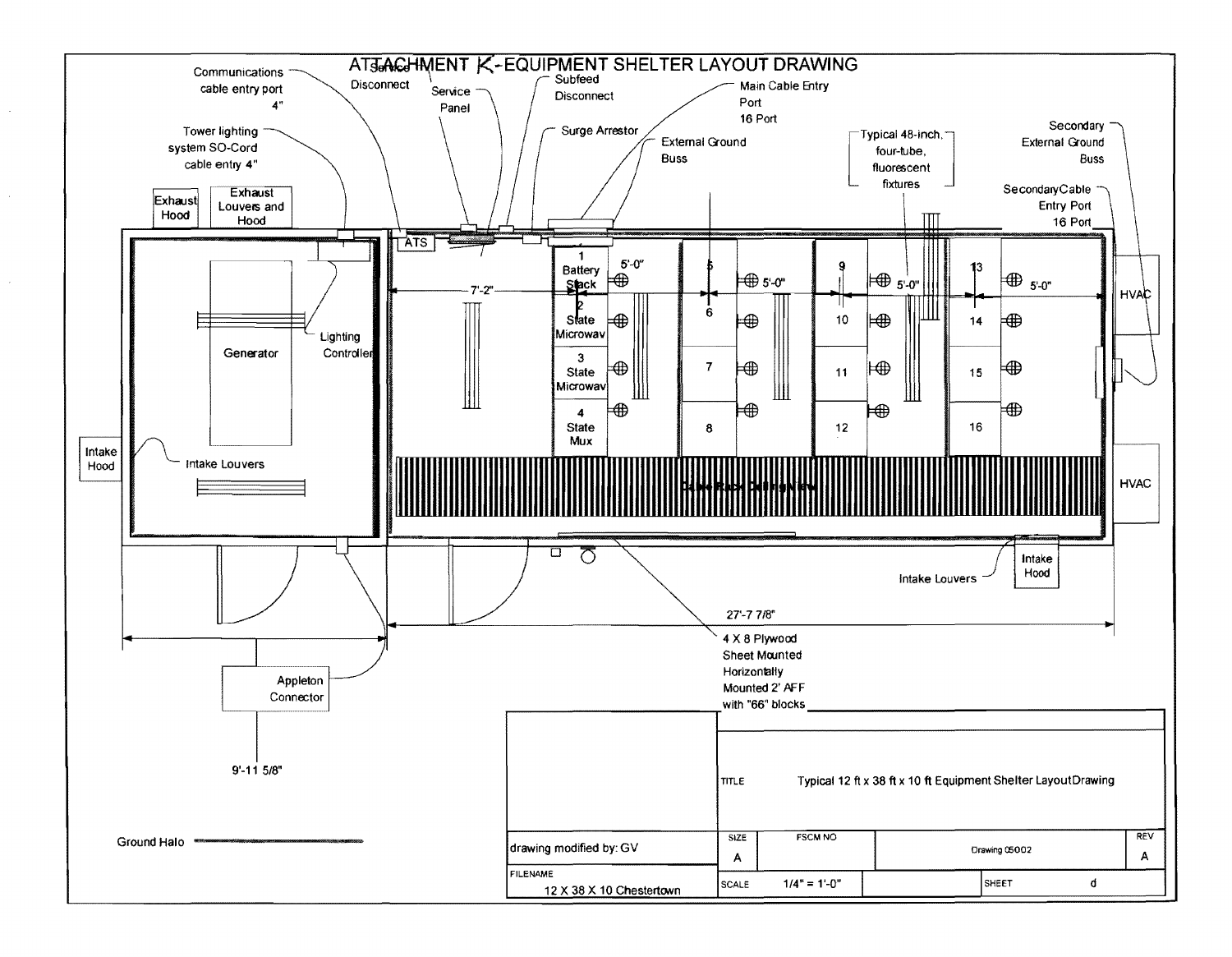# ATTACHMENT K - EQUIPMENT SHELTER LAYOUT DRAWING

Communications cable entry port 4"

Service Disconnect

Service Panel

Subfeed Disconnect

Main Cable Entry Port 16 Port

Surge Arrestor

External Ground Buss

Tower lighting system SO-Cord cable entry 4"

Typical 48-inch, four-tube, fluorescent fixtures

Secondary External Ground Buss

SecondaryCable Entry Port 16 Port

Exhaust Hood

Exhaust Louvers and Hood

ATS

Generator

Lighting Controller

Intake Hood

Intake Louvers

7'-2"

1 Battery Stack

2 State Microwav

3 State Microwav

4 State Mux

5

6

7

8

9

10

11

12

13

14

15

16

5'-0"

5'-0"

5'-0"

5'-0"

HVAC

HVAC

Cable Rack Ceiling View

Intake Hood

Intake Louvers

27'-7 7/8"

4 X 8 Plywood Sheet Mounted Horizontally Mounted 2' AFF with "66" blocks

Appleton Connector

9'-11 5/8"

Ground Halo

| | | | | | |
|---|---|---|---|---|---|
| drawing modified by: GV | TITLE | Typical 12 ft x 38 ft x 10 ft Equipment Shelter LayoutDrawing | | | |
| | SIZE A | FSCM NO | Drawing 05002 | | REV A |
| FILENAME 12 X 38 X 10 Chestertown | SCALE | 1/4" = 1'-0" | | SHEET | d |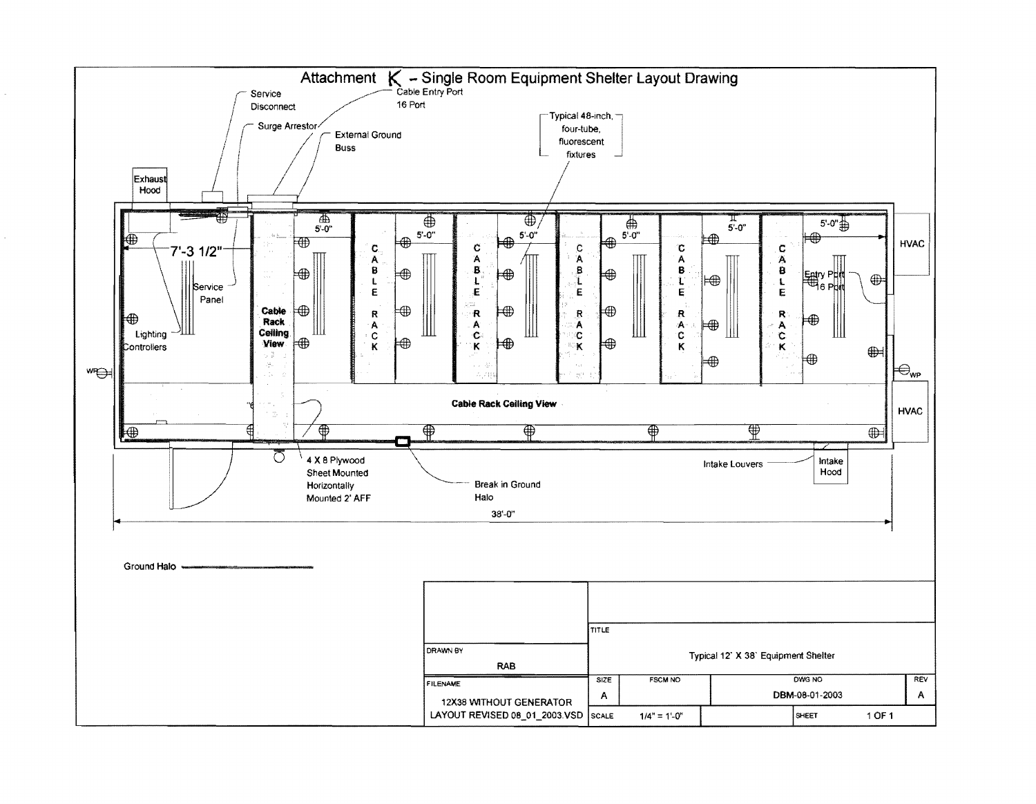# Attachment K - Single Room Equipment Shelter Layout Drawing

Service Disconnect

Surge Arrestor

Cable Entry Port 16 Port

External Ground Buss

Typical 48-inch, four-tube, fluorescent fixtures

Exhaust Hood

7'-3 1/2"

Service Panel

Lighting Controllers

Cable Rack Ceiling View

5'-0"

5'-0"

5'-0"

5'-0"

5'-0"

5'-0"

CABLE RACK

CABLE RACK

CABLE RACK

CABLE RACK

CABLE RACK

Entry Port 16 Port

HVAC

HVAC

WP

WP

Cable Rack Ceiling View

4 X 8 Plywood Sheet Mounted Horizontally Mounted 2' AFF

Break in Ground Halo

Intake Louvers

Intake Hood

38'-0"

Ground Halo

| | |
|---|---|
| DRAWN BY: RAB | TITLE: Typical 12' X 38' Equipment Shelter |
| FILENAME: 12X38 WITHOUT GENERATOR LAYOUT REVISED 08_01_2003.VSD | SIZE: A; FSCM NO; DWG NO: DBM-08-01-2003; REV: A |
| | SCALE: 1/4" = 1'-0"; SHEET 1 OF 1 |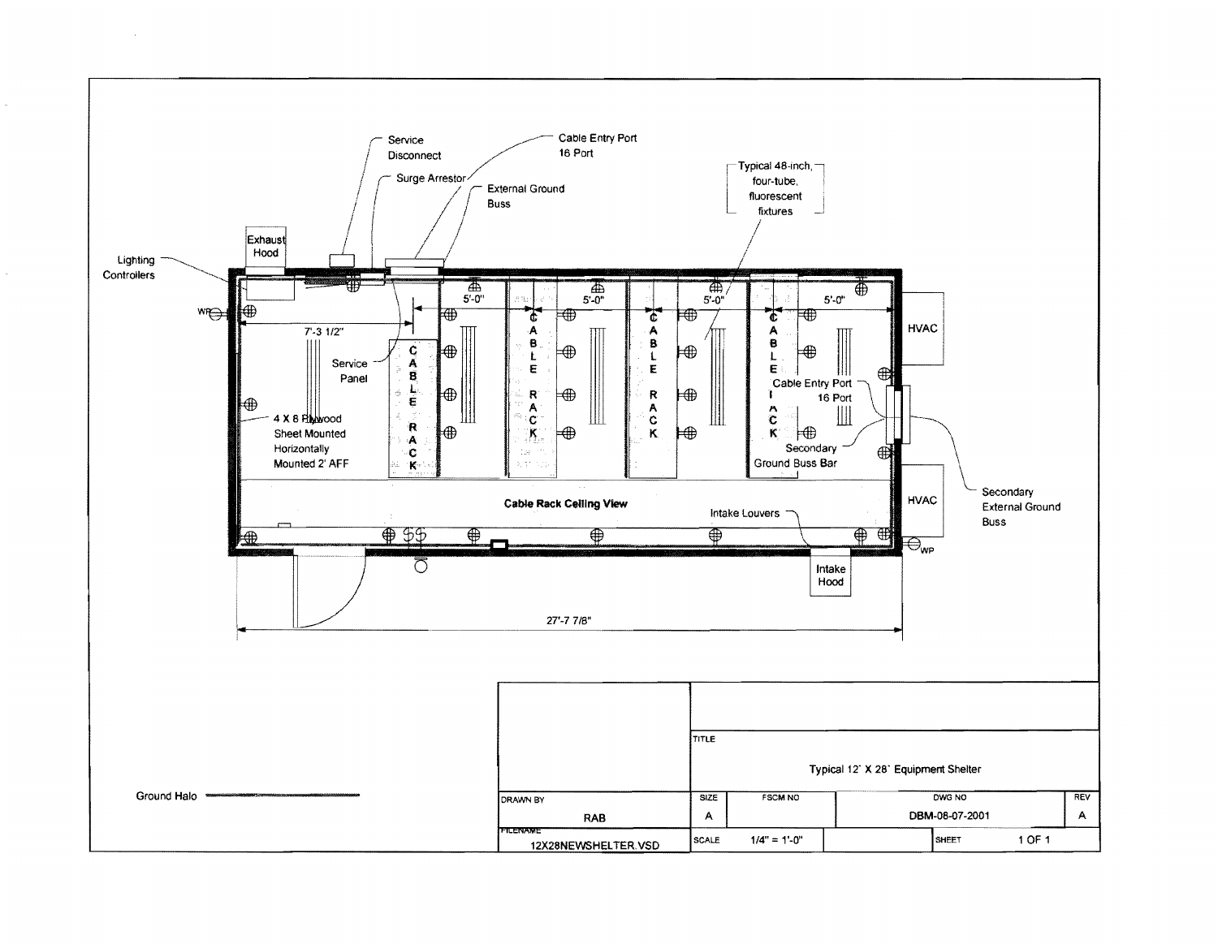Service Disconnect

Cable Entry Port
16 Port

Surge Arrestor

External Ground Buss

Typical 48-inch, four-tube, fluorescent fixtures

Exhaust Hood

Lighting Controllers

WP

7'-3 1/2"

5'-0"

5'-0"

5'-0"

5'-0"

Service Panel

CABLE RACK

CABLE RACK

CABLE RACK

CABLE RACK

HVAC

Cable Entry Port
16 Port

4 X 8 Plywood Sheet Mounted Horizontally Mounted 2' AFF

Secondary Ground Buss Bar

Secondary External Ground Buss

Cable Rack Ceiling View

Intake Louvers

HVAC

WP

Intake Hood

27'-7 7/8"

Ground Halo

| | | | | | | |
|---|---|---|---|---|---|---|
| | TITLE | | | | | |
| | Typical 12' X 28' Equipment Shelter | | | | | |
| DRAWN BY | SIZE | FSCM NO | DWG NO | | | REV |
| RAB | A | | DBM-08-07-2001 | | | A |
| FILENAME | SCALE | | | SHEET | | |
| 12X28NEWSHELTER.VSD | | 1/4" = 1'-0" | | | 1 OF 1 | |